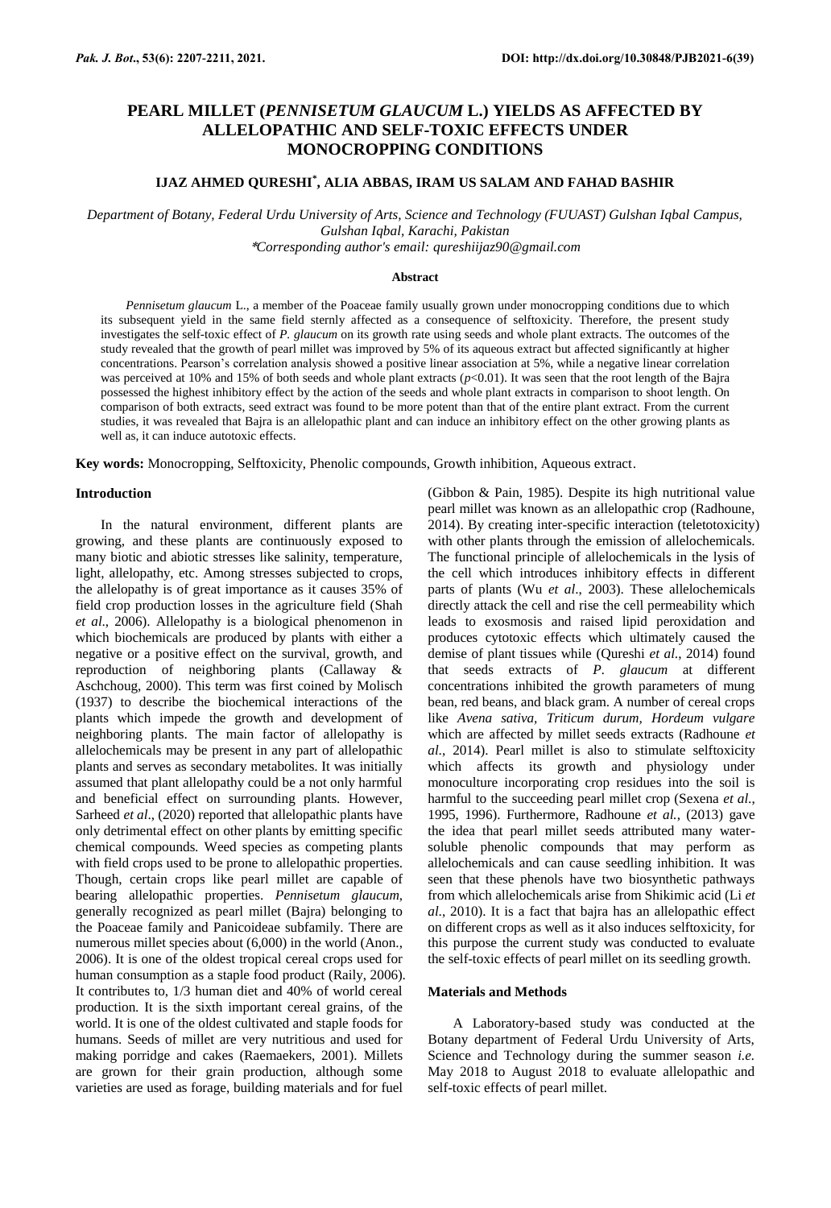# PEARL MILLET (*PENNISETUM GLAUCUM* L.) YIELDS AS AFFECTED BY ALLELOPATHIC AND SELF-TOXIC EFFECTS UNDER MONOCROPPING CONDITIONS

## IJAZ AHMED QURESHI*, ALIA ABBAS, IRAM US SALAM AND FAHAD BASHIR

*Department of Botany, Federal Urdu University of Arts, Science and Technology (FUUAST) Gulshan Iqbal Campus, Gulshan Iqbal, Karachi, Pakistan*

*\*Corresponding author's email: qureshiijaz90@gmail.com*

### Abstract

*Pennisetum glaucum* L., a member of the Poaceae family usually grown under monocropping conditions due to which its subsequent yield in the same field sternly affected as a consequence of selftoxicity. Therefore, the present study investigates the self-toxic effect of *P. glaucum* on its growth rate using seeds and whole plant extracts. The outcomes of the study revealed that the growth of pearl millet was improved by 5% of its aqueous extract but affected significantly at higher concentrations. Pearson's correlation analysis showed a positive linear association at 5%, while a negative linear correlation was perceived at 10% and 15% of both seeds and whole plant extracts ($p<0.01$). It was seen that the root length of the Bajra possessed the highest inhibitory effect by the action of the seeds and whole plant extracts in comparison to shoot length. On comparison of both extracts, seed extract was found to be more potent than that of the entire plant extract. From the current studies, it was revealed that Bajra is an allelopathic plant and can induce an inhibitory effect on the other growing plants as well as, it can induce autotoxic effects.

**Key words:** Monocropping, Selftoxicity, Phenolic compounds, Growth inhibition, Aqueous extract.

### Introduction

In the natural environment, different plants are growing, and these plants are continuously exposed to many biotic and abiotic stresses like salinity, temperature, light, allelopathy, etc. Among stresses subjected to crops, the allelopathy is of great importance as it causes 35% of field crop production losses in the agriculture field (Shah *et al*., 2006). Allelopathy is a biological phenomenon in which biochemicals are produced by plants with either a negative or a positive effect on the survival, growth, and reproduction of neighboring plants (Callaway & Aschchoug, 2000). This term was first coined by Molisch (1937) to describe the biochemical interactions of the plants which impede the growth and development of neighboring plants. The main factor of allelopathy is allelochemicals may be present in any part of allelopathic plants and serves as secondary metabolites. It was initially assumed that plant allelopathy could be a not only harmful and beneficial effect on surrounding plants. However, Sarheed *et al*., (2020) reported that allelopathic plants have only detrimental effect on other plants by emitting specific chemical compounds. Weed species as competing plants with field crops used to be prone to allelopathic properties. Though, certain crops like pearl millet are capable of bearing allelopathic properties. *Pennisetum glaucum*, generally recognized as pearl millet (Bajra) belonging to the Poaceae family and Panicoideae subfamily. There are numerous millet species about (6,000) in the world (Anon., 2006). It is one of the oldest tropical cereal crops used for human consumption as a staple food product (Raily, 2006). It contributes to, 1/3 human diet and 40% of world cereal production. It is the sixth important cereal grains, of the world. It is one of the oldest cultivated and staple foods for humans. Seeds of millet are very nutritious and used for making porridge and cakes (Raemaekers, 2001). Millets are grown for their grain production, although some varieties are used as forage, building materials and for fuel (Gibbon & Pain, 1985). Despite its high nutritional value pearl millet was known as an allelopathic crop (Radhoune, 2014). By creating inter-specific interaction (teletotoxicity) with other plants through the emission of allelochemicals. The functional principle of allelochemicals in the lysis of the cell which introduces inhibitory effects in different parts of plants (Wu *et al*., 2003). These allelochemicals directly attack the cell and rise the cell permeability which leads to exosmosis and raised lipid peroxidation and produces cytotoxic effects which ultimately caused the demise of plant tissues while (Qureshi *et al*., 2014) found that seeds extracts of *P. glaucum* at different concentrations inhibited the growth parameters of mung bean, red beans, and black gram. A number of cereal crops like *Avena sativa*, *Triticum durum*, *Hordeum vulgare* which are affected by millet seeds extracts (Radhoune *et al*., 2014). Pearl millet is also to stimulate selftoxicity which affects its growth and physiology under monoculture incorporating crop residues into the soil is harmful to the succeeding pearl millet crop (Sexena *et al.*, 1995, 1996). Furthermore, Radhoune *et al.*, (2013) gave the idea that pearl millet seeds attributed many water-soluble phenolic compounds that may perform as allelochemicals and can cause seedling inhibition. It was seen that these phenols have two biosynthetic pathways from which allelochemicals arise from Shikimic acid (Li *et al*., 2010). It is a fact that bajra has an allelopathic effect on different crops as well as it also induces selftoxicity, for this purpose the current study was conducted to evaluate the self-toxic effects of pearl millet on its seedling growth.

### Materials and Methods

A Laboratory-based study was conducted at the Botany department of Federal Urdu University of Arts, Science and Technology during the summer season *i.e.* May 2018 to August 2018 to evaluate allelopathic and self-toxic effects of pearl millet.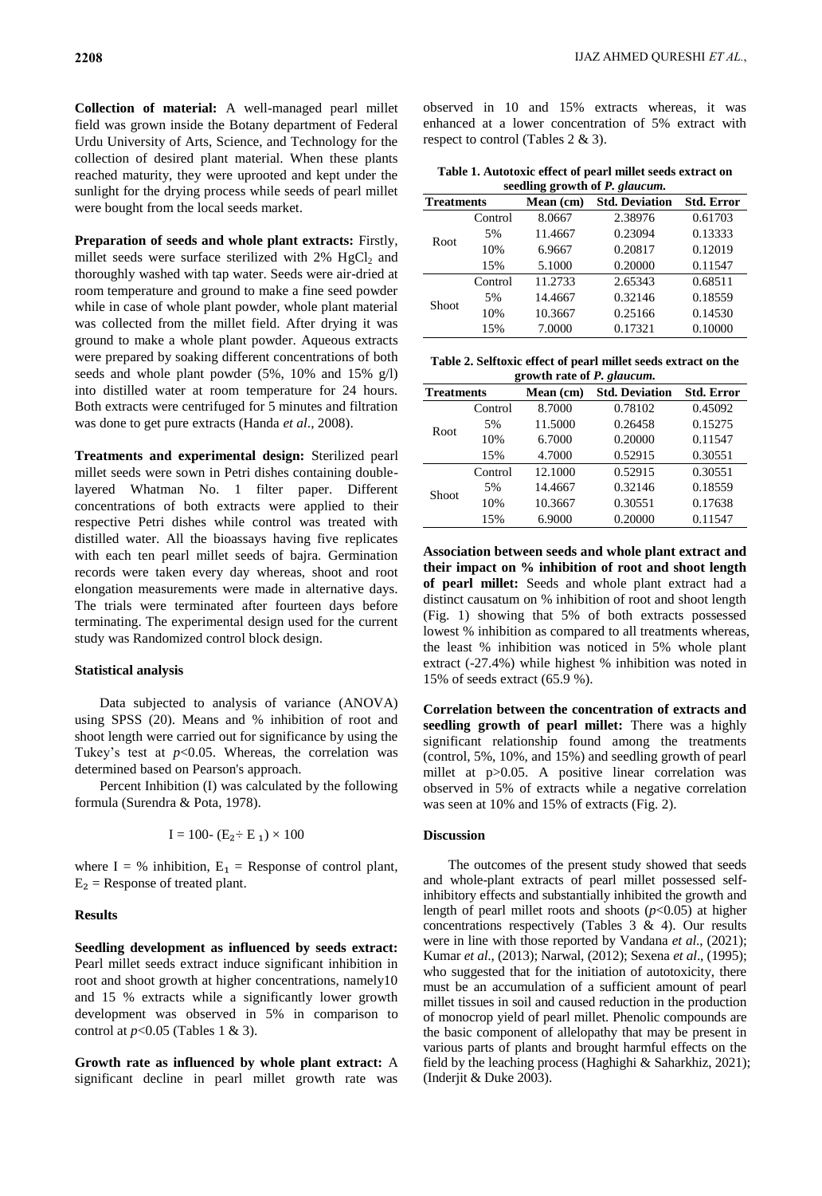**Collection of material:** A well-managed pearl millet field was grown inside the Botany department of Federal Urdu University of Arts, Science, and Technology for the collection of desired plant material. When these plants reached maturity, they were uprooted and kept under the sunlight for the drying process while seeds of pearl millet were bought from the local seeds market.

**Preparation of seeds and whole plant extracts:** Firstly, millet seeds were surface sterilized with 2% $HgCl_2$ and thoroughly washed with tap water. Seeds were air-dried at room temperature and ground to make a fine seed powder while in case of whole plant powder, whole plant material was collected from the millet field. After drying it was ground to make a whole plant powder. Aqueous extracts were prepared by soaking different concentrations of both seeds and whole plant powder (5%, 10% and 15% g/l) into distilled water at room temperature for 24 hours. Both extracts were centrifuged for 5 minutes and filtration was done to get pure extracts (Handa *et al*., 2008).

**Treatments and experimental design:** Sterilized pearl millet seeds were sown in Petri dishes containing double-layered Whatman No. 1 filter paper. Different concentrations of both extracts were applied to their respective Petri dishes while control was treated with distilled water. All the bioassays having five replicates with each ten pearl millet seeds of bajra. Germination records were taken every day whereas, shoot and root elongation measurements were made in alternative days. The trials were terminated after fourteen days before terminating. The experimental design used for the current study was Randomized control block design.

## Statistical analysis

Data subjected to analysis of variance (ANOVA) using SPSS (20). Means and % inhibition of root and shoot length were carried out for significance by using the Tukey's test at $p<0.05$. Whereas, the correlation was determined based on Pearson's approach.

Percent Inhibition (I) was calculated by the following formula (Surendra & Pota, 1978).

$$I = 100 - (E_2 \div E_1) \times 100$$

where I = % inhibition, $E_1$ = Response of control plant, $E_2$ = Response of treated plant.

## Results

**Seedling development as influenced by seeds extract:** Pearl millet seeds extract induce significant inhibition in root and shoot growth at higher concentrations, namely10 and 15 % extracts while a significantly lower growth development was observed in 5% in comparison to control at $p<0.05$ (Tables 1 & 3).

**Growth rate as influenced by whole plant extract:** A significant decline in pearl millet growth rate was observed in 10 and 15% extracts whereas, it was enhanced at a lower concentration of 5% extract with respect to control (Tables 2 & 3).

**Table 1. Autotoxic effect of pearl millet seeds extract on seedling growth of *P. glaucum*.**

| Treatments | | Mean (cm) | Std. Deviation | Std. Error |
|---|---|---|---|---|
| Root | Control | 8.0667 | 2.38976 | 0.61703 |
| | 5% | 11.4667 | 0.23094 | 0.13333 |
| | 10% | 6.9667 | 0.20817 | 0.12019 |
| | 15% | 5.1000 | 0.20000 | 0.11547 |
| Shoot | Control | 11.2733 | 2.65343 | 0.68511 |
| | 5% | 14.4667 | 0.32146 | 0.18559 |
| | 10% | 10.3667 | 0.25166 | 0.14530 |
| | 15% | 7.0000 | 0.17321 | 0.10000 |

**Table 2. Selftoxic effect of pearl millet seeds extract on the growth rate of *P. glaucum*.**

| Treatments | | Mean (cm) | Std. Deviation | Std. Error |
|---|---|---|---|---|
| Root | Control | 8.7000 | 0.78102 | 0.45092 |
| | 5% | 11.5000 | 0.26458 | 0.15275 |
| | 10% | 6.7000 | 0.20000 | 0.11547 |
| | 15% | 4.7000 | 0.52915 | 0.30551 |
| Shoot | Control | 12.1000 | 0.52915 | 0.30551 |
| | 5% | 14.4667 | 0.32146 | 0.18559 |
| | 10% | 10.3667 | 0.30551 | 0.17638 |
| | 15% | 6.9000 | 0.20000 | 0.11547 |

**Association between seeds and whole plant extract and their impact on % inhibition of root and shoot length of pearl millet:** Seeds and whole plant extract had a distinct causatum on % inhibition of root and shoot length (Fig. 1) showing that 5% of both extracts possessed lowest % inhibition as compared to all treatments whereas, the least % inhibition was noticed in 5% whole plant extract (-27.4%) while highest % inhibition was noted in 15% of seeds extract (65.9 %).

**Correlation between the concentration of extracts and seedling growth of pearl millet:** There was a highly significant relationship found among the treatments (control, 5%, 10%, and 15%) and seedling growth of pearl millet at $p>0.05$. A positive linear correlation was observed in 5% of extracts while a negative correlation was seen at 10% and 15% of extracts (Fig. 2).

## Discussion

The outcomes of the present study showed that seeds and whole-plant extracts of pearl millet possessed self-inhibitory effects and substantially inhibited the growth and length of pearl millet roots and shoots ($p<0.05$) at higher concentrations respectively (Tables 3 & 4). Our results were in line with those reported by Vandana *et al*., (2021); Kumar *et al*., (2013); Narwal, (2012); Sexena *et al*., (1995); who suggested that for the initiation of autotoxicity, there must be an accumulation of a sufficient amount of pearl millet tissues in soil and caused reduction in the production of monocrop yield of pearl millet. Phenolic compounds are the basic component of allelopathy that may be present in various parts of plants and brought harmful effects on the field by the leaching process (Haghighi & Saharkhiz, 2021); (Inderjit & Duke 2003).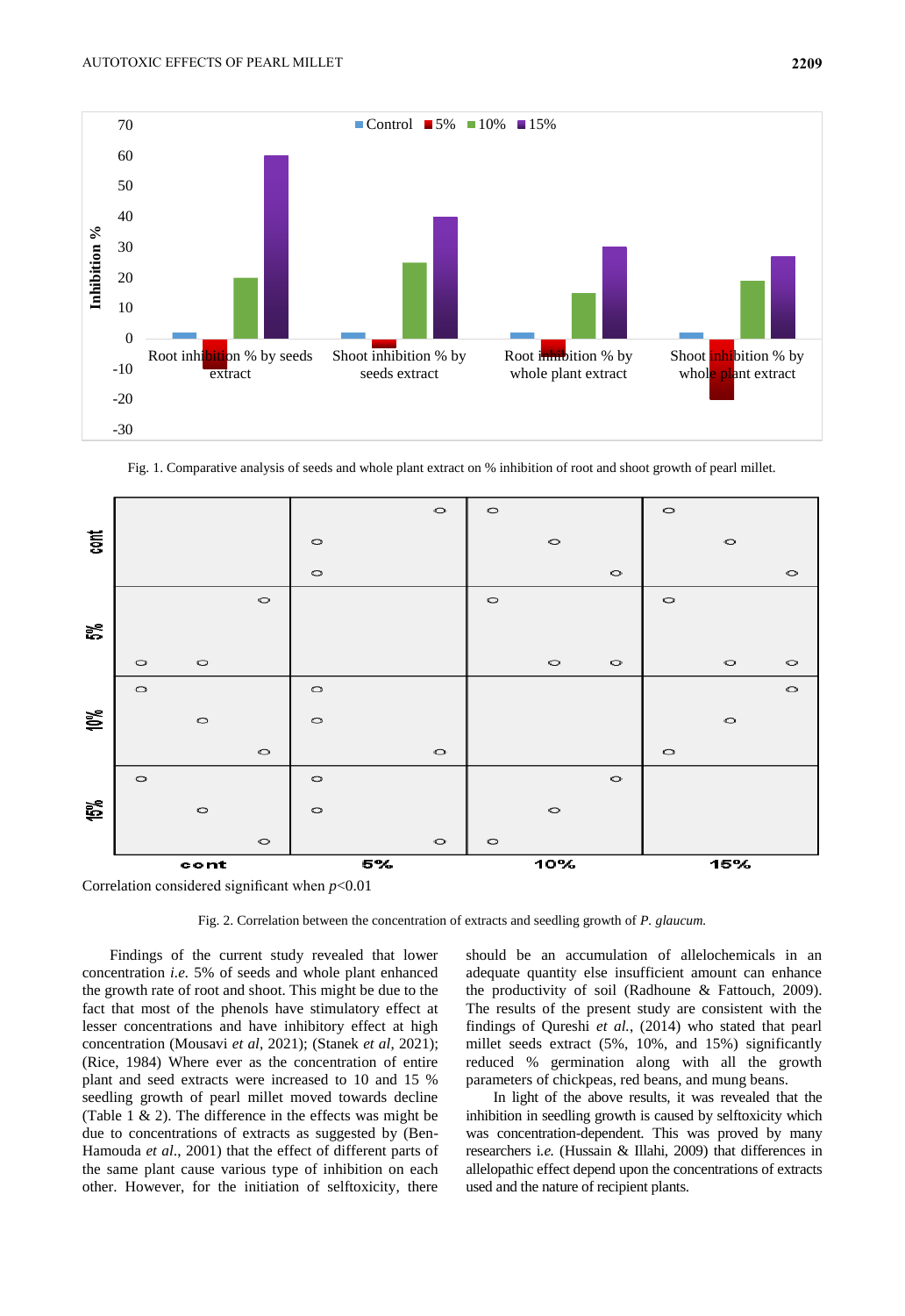Fig. 1. Comparative analysis of seeds and whole plant extract on % inhibition of root and shoot growth of pearl millet.

Correlation considered significant when $p<0.01$

Fig. 2. Correlation between the concentration of extracts and seedling growth of *P. glaucum.*

Findings of the current study revealed that lower concentration *i.e.* 5% of seeds and whole plant enhanced the growth rate of root and shoot. This might be due to the fact that most of the phenols have stimulatory effect at lesser concentrations and have inhibitory effect at high concentration (Mousavi *et al*, 2021); (Stanek *et al*, 2021); (Rice, 1984) Where ever as the concentration of entire plant and seed extracts were increased to 10 and 15 % seedling growth of pearl millet moved towards decline (Table 1 & 2). The difference in the effects was might be due to concentrations of extracts as suggested by (Ben-Hamouda *et al*., 2001) that the effect of different parts of the same plant cause various type of inhibition on each other. However, for the initiation of selftoxicity, there should be an accumulation of allelochemicals in an adequate quantity else insufficient amount can enhance the productivity of soil (Radhoune & Fattouch, 2009). The results of the present study are consistent with the findings of Qureshi *et al.*, (2014) who stated that pearl millet seeds extract (5%, 10%, and 15%) significantly reduced % germination along with all the growth parameters of chickpeas, red beans, and mung beans.

In light of the above results, it was revealed that the inhibition in seedling growth is caused by selftoxicity which was concentration-dependent. This was proved by many researchers i.*e.* (Hussain & Illahi, 2009) that differences in allelopathic effect depend upon the concentrations of extracts used and the nature of recipient plants.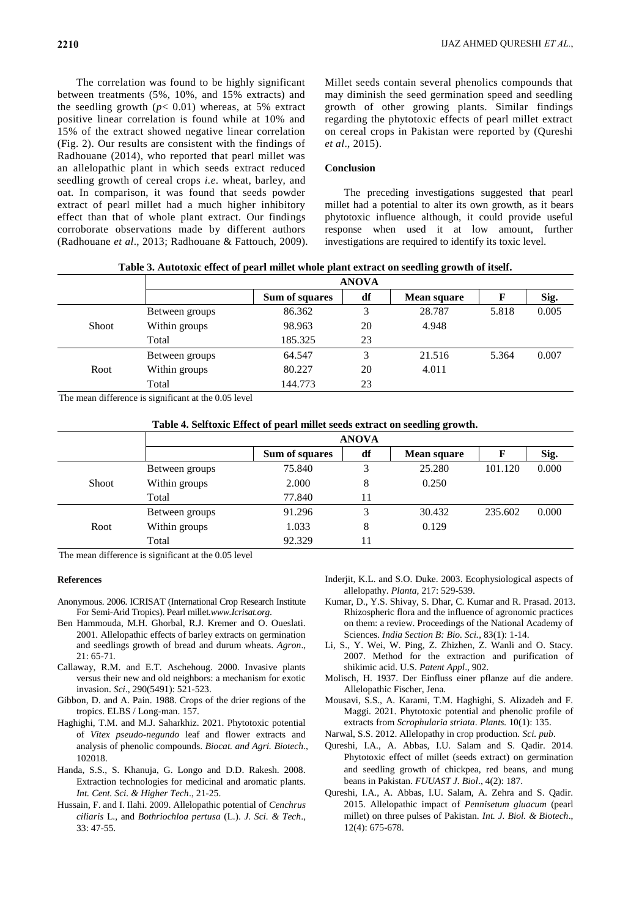The correlation was found to be highly significant between treatments (5%, 10%, and 15% extracts) and the seedling growth ($p < 0.01$) whereas, at 5% extract positive linear correlation is found while at 10% and 15% of the extract showed negative linear correlation (Fig. 2). Our results are consistent with the findings of Radhouane (2014), who reported that pearl millet was an allelopathic plant in which seeds extract reduced seedling growth of cereal crops *i.e*. wheat, barley, and oat. In comparison, it was found that seeds powder extract of pearl millet had a much higher inhibitory effect than that of whole plant extract. Our findings corroborate observations made by different authors (Radhouane *et al*., 2013; Radhouane & Fattouch, 2009). Millet seeds contain several phenolics compounds that may diminish the seed germination speed and seedling growth of other growing plants. Similar findings regarding the phytotoxic effects of pearl millet extract on cereal crops in Pakistan were reported by (Qureshi *et al*., 2015).

## Conclusion

The preceding investigations suggested that pearl millet had a potential to alter its own growth, as it bears phytotoxic influence although, it could provide useful response when used it at low amount, further investigations are required to identify its toxic level.

**Table 3. Autotoxic effect of pearl millet whole plant extract on seedling growth of itself.**

| | | ANOVA | | | | |
|---|---|---|---|---|---|---|
| | | **Sum of squares** | **df** | **Mean square** | **F** | **Sig.** |
| Shoot | Between groups | 86.362 | 3 | 28.787 | 5.818 | 0.005 |
| | Within groups | 98.963 | 20 | 4.948 | | |
| | Total | 185.325 | 23 | | | |
| Root | Between groups | 64.547 | 3 | 21.516 | 5.364 | 0.007 |
| | Within groups | 80.227 | 20 | 4.011 | | |
| | Total | 144.773 | 23 | | | |

The mean difference is significant at the 0.05 level

**Table 4. Selftoxic Effect of pearl millet seeds extract on seedling growth.**

| | | ANOVA | | | | |
|---|---|---|---|---|---|---|
| | | **Sum of squares** | **df** | **Mean square** | **F** | **Sig.** |
| Shoot | Between groups | 75.840 | 3 | 25.280 | 101.120 | 0.000 |
| | Within groups | 2.000 | 8 | 0.250 | | |
| | Total | 77.840 | 11 | | | |
| Root | Between groups | 91.296 | 3 | 30.432 | 235.602 | 0.000 |
| | Within groups | 1.033 | 8 | 0.129 | | |
| | Total | 92.329 | 11 | | | |

The mean difference is significant at the 0.05 level

## References

Anonymous. 2006. ICRISAT (International Crop Research Institute For Semi-Arid Tropics). Pearl millet.*www.Icrisat.org*.

Ben Hammouda, M.H. Ghorbal, R.J. Kremer and O. Oueslati. 2001. Allelopathic effects of barley extracts on germination and seedlings growth of bread and durum wheats. *Agron*., 21: 65-71.

Callaway, R.M. and E.T. Aschehoug. 2000. Invasive plants versus their new and old neighbors: a mechanism for exotic invasion. *Sci*., 290(5491): 521-523.

Gibbon, D. and A. Pain. 1988. Crops of the drier regions of the tropics. ELBS / Long-man. 157.

Haghighi, T.M. and M.J. Saharkhiz. 2021. Phytotoxic potential of *Vitex pseudo-negundo* leaf and flower extracts and analysis of phenolic compounds. *Biocat. and Agri. Biotech*., 102018.

Handa, S.S., S. Khanuja, G. Longo and D.D. Rakesh. 2008. Extraction technologies for medicinal and aromatic plants. *Int. Cent. Sci. & Higher Tech*., 21-25.

Hussain, F. and I. Ilahi. 2009. Allelopathic potential of *Cenchrus ciliaris* L., and *Bothriochloa pertusa* (L.). *J. Sci. & Tech*., 33: 47-55.

Inderjit, K.L. and S.O. Duke. 2003. Ecophysiological aspects of allelopathy. *Planta*, 217: 529-539.

Kumar, D., Y.S. Shivay, S. Dhar, C. Kumar and R. Prasad. 2013. Rhizospheric flora and the influence of agronomic practices on them: a review. Proceedings of the National Academy of Sciences. *India Section B: Bio. Sci.*, 83(1): 1-14.

Li, S., Y. Wei, W. Ping, Z. Zhizhen, Z. Wanli and O. Stacy. 2007. Method for the extraction and purification of shikimic acid. U.S. *Patent Appl*., 902.

Molisch, H. 1937. Der Einfluss einer pflanze auf die andere. Allelopathic Fischer, Jena.

Mousavi, S.S., A. Karami, T.M. Haghighi, S. Alizadeh and F. Maggi. 2021. Phytotoxic potential and phenolic profile of extracts from *Scrophularia striata*. *Plants.* 10(1): 135.

Narwal, S.S. 2012. Allelopathy in crop production. *Sci. pub*.

Qureshi, I.A., A. Abbas, I.U. Salam and S. Qadir. 2014. Phytotoxic effect of millet (seeds extract) on germination and seedling growth of chickpea, red beans, and mung beans in Pakistan. *FUUAST J. Biol*., 4(2): 187.

Qureshi, I.A., A. Abbas, I.U. Salam, A. Zehra and S. Qadir. 2015. Allelopathic impact of *Pennisetum gluacum* (pearl millet) on three pulses of Pakistan. *Int. J. Biol. & Biotech*., 12(4): 675-678.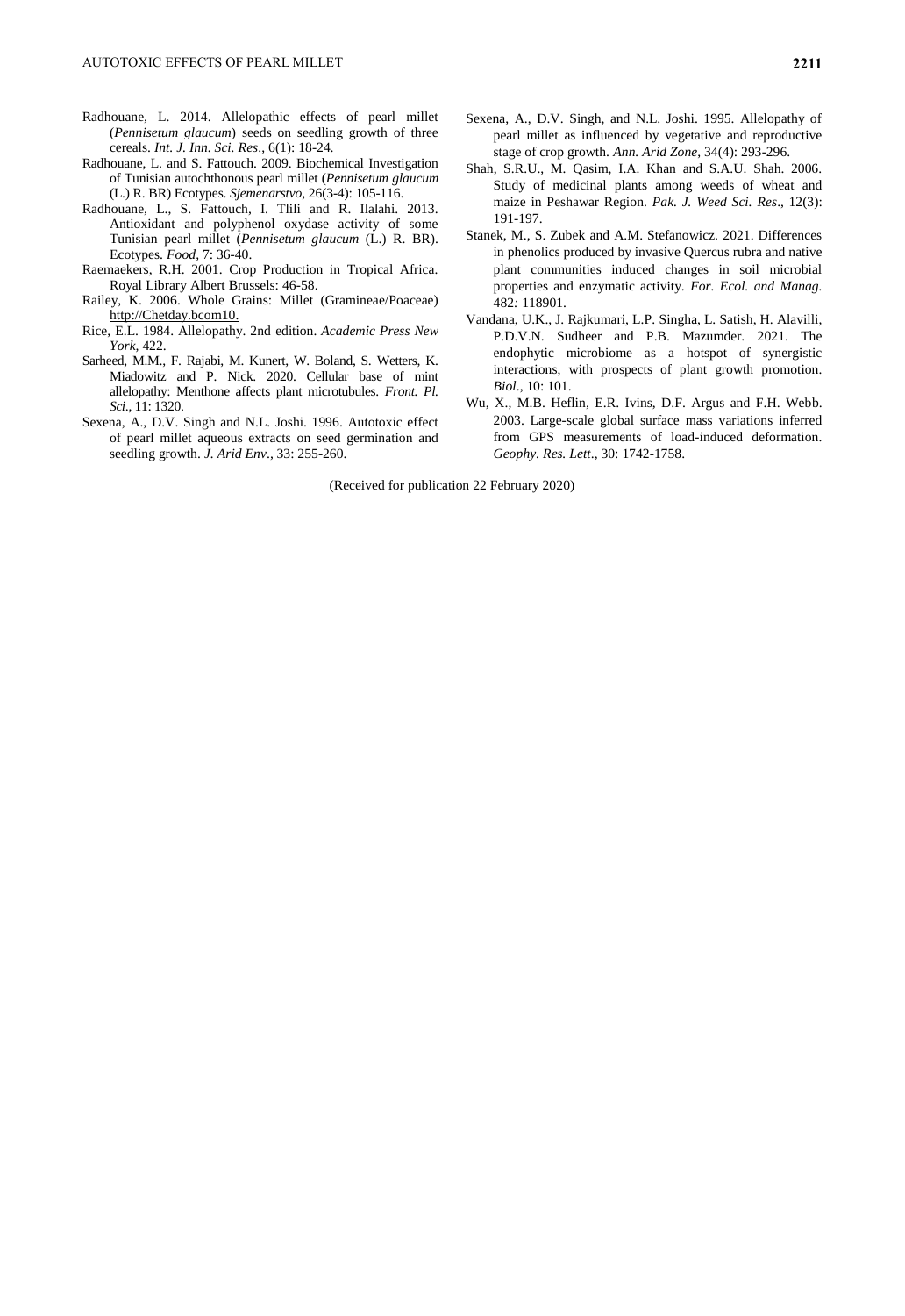Radhouane, L. 2014. Allelopathic effects of pearl millet (*Pennisetum glaucum*) seeds on seedling growth of three cereals. *Int. J. Inn. Sci. Res*., 6(1): 18-24.

Radhouane, L. and S. Fattouch. 2009. Biochemical Investigation of Tunisian autochthonous pearl millet (*Pennisetum glaucum* (L.) R. BR) Ecotypes. *Sjemenarstvo*, 26(3-4): 105-116.

Radhouane, L., S. Fattouch, I. Tlili and R. Ilalahi. 2013. Antioxidant and polyphenol oxydase activity of some Tunisian pearl millet (*Pennisetum glaucum* (L.) R. BR). Ecotypes. *Food*, 7: 36-40.

Raemaekers, R.H. 2001. Crop Production in Tropical Africa. Royal Library Albert Brussels: 46-58.

Railey, K. 2006. Whole Grains: Millet (Gramineae/Poaceae) http://Chetday.bcom10.

Rice, E.L. 1984. Allelopathy. 2nd edition. *Academic Press New York*, 422.

Sarheed, M.M., F. Rajabi, M. Kunert, W. Boland, S. Wetters, K. Miadowitz and P. Nick. 2020. Cellular base of mint allelopathy: Menthone affects plant microtubules. *Front. Pl. Sci*., 11: 1320.

Sexena, A., D.V. Singh and N.L. Joshi. 1996. Autotoxic effect of pearl millet aqueous extracts on seed germination and seedling growth. *J. Arid Env*., 33: 255-260.

Sexena, A., D.V. Singh, and N.L. Joshi. 1995. Allelopathy of pearl millet as influenced by vegetative and reproductive stage of crop growth. *Ann. Arid Zone*, 34(4): 293-296.

Shah, S.R.U., M. Qasim, I.A. Khan and S.A.U. Shah. 2006. Study of medicinal plants among weeds of wheat and maize in Peshawar Region. *Pak. J. Weed Sci. Res*., 12(3): 191-197.

Stanek, M., S. Zubek and A.M. Stefanowicz. 2021. Differences in phenolics produced by invasive Quercus rubra and native plant communities induced changes in soil microbial properties and enzymatic activity. *For. Ecol. and Manag.* 482*:* 118901.

Vandana, U.K., J. Rajkumari, L.P. Singha, L. Satish, H. Alavilli, P.D.V.N. Sudheer and P.B. Mazumder. 2021. The endophytic microbiome as a hotspot of synergistic interactions, with prospects of plant growth promotion. *Biol*., 10: 101.

Wu, X., M.B. Heflin, E.R. Ivins, D.F. Argus and F.H. Webb. 2003. Large-scale global surface mass variations inferred from GPS measurements of load-induced deformation. *Geophy. Res. Lett*., 30: 1742-1758.

(Received for publication 22 February 2020)